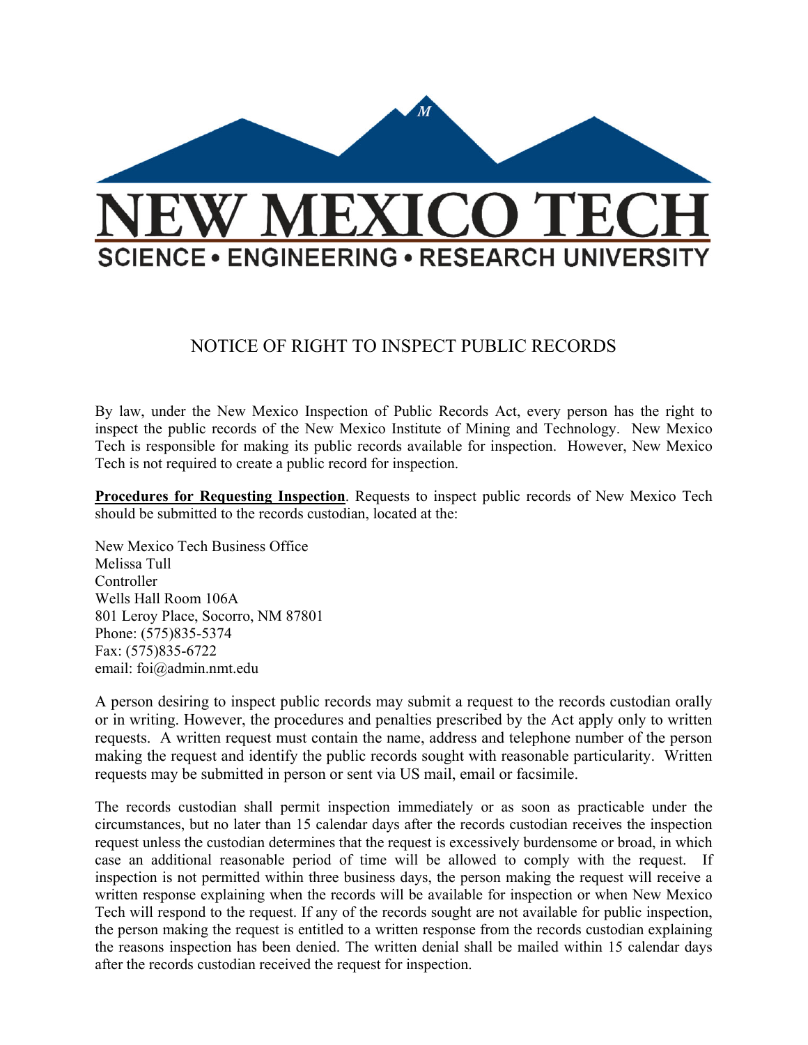NEW MEXICO TECH

SCIENCE • ENGINEERING • RESEARCH UNIVERSITY

# NOTICE OF RIGHT TO INSPECT PUBLIC RECORDS

By law, under the New Mexico Inspection of Public Records Act, every person has the right to inspect the public records of the New Mexico Institute of Mining and Technology. New Mexico Tech is responsible for making its public records available for inspection. However, New Mexico Tech is not required to create a public record for inspection.

**Procedures for Requesting Inspection**. Requests to inspect public records of New Mexico Tech should be submitted to the records custodian, located at the:

New Mexico Tech Business Office
Melissa Tull
Controller
Wells Hall Room 106A
801 Leroy Place, Socorro, NM 87801
Phone: (575)835-5374
Fax: (575)835-6722
email: foi@admin.nmt.edu

A person desiring to inspect public records may submit a request to the records custodian orally or in writing. However, the procedures and penalties prescribed by the Act apply only to written requests. A written request must contain the name, address and telephone number of the person making the request and identify the public records sought with reasonable particularity. Written requests may be submitted in person or sent via US mail, email or facsimile.

The records custodian shall permit inspection immediately or as soon as practicable under the circumstances, but no later than 15 calendar days after the records custodian receives the inspection request unless the custodian determines that the request is excessively burdensome or broad, in which case an additional reasonable period of time will be allowed to comply with the request. If inspection is not permitted within three business days, the person making the request will receive a written response explaining when the records will be available for inspection or when New Mexico Tech will respond to the request. If any of the records sought are not available for public inspection, the person making the request is entitled to a written response from the records custodian explaining the reasons inspection has been denied. The written denial shall be mailed within 15 calendar days after the records custodian received the request for inspection.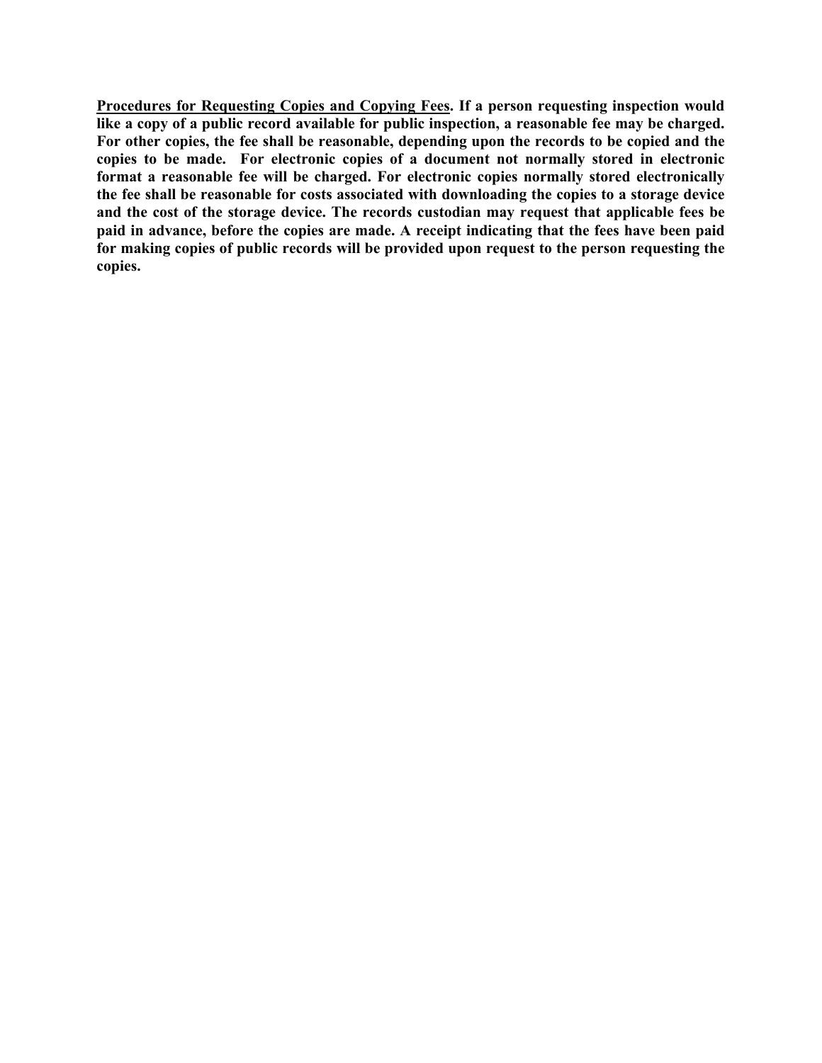**Procedures for Requesting Copies and Copying Fees. If a person requesting inspection would like a copy of a public record available for public inspection, a reasonable fee may be charged. For other copies, the fee shall be reasonable, depending upon the records to be copied and the copies to be made. For electronic copies of a document not normally stored in electronic format a reasonable fee will be charged. For electronic copies normally stored electronically the fee shall be reasonable for costs associated with downloading the copies to a storage device and the cost of the storage device. The records custodian may request that applicable fees be paid in advance, before the copies are made. A receipt indicating that the fees have been paid for making copies of public records will be provided upon request to the person requesting the copies.**